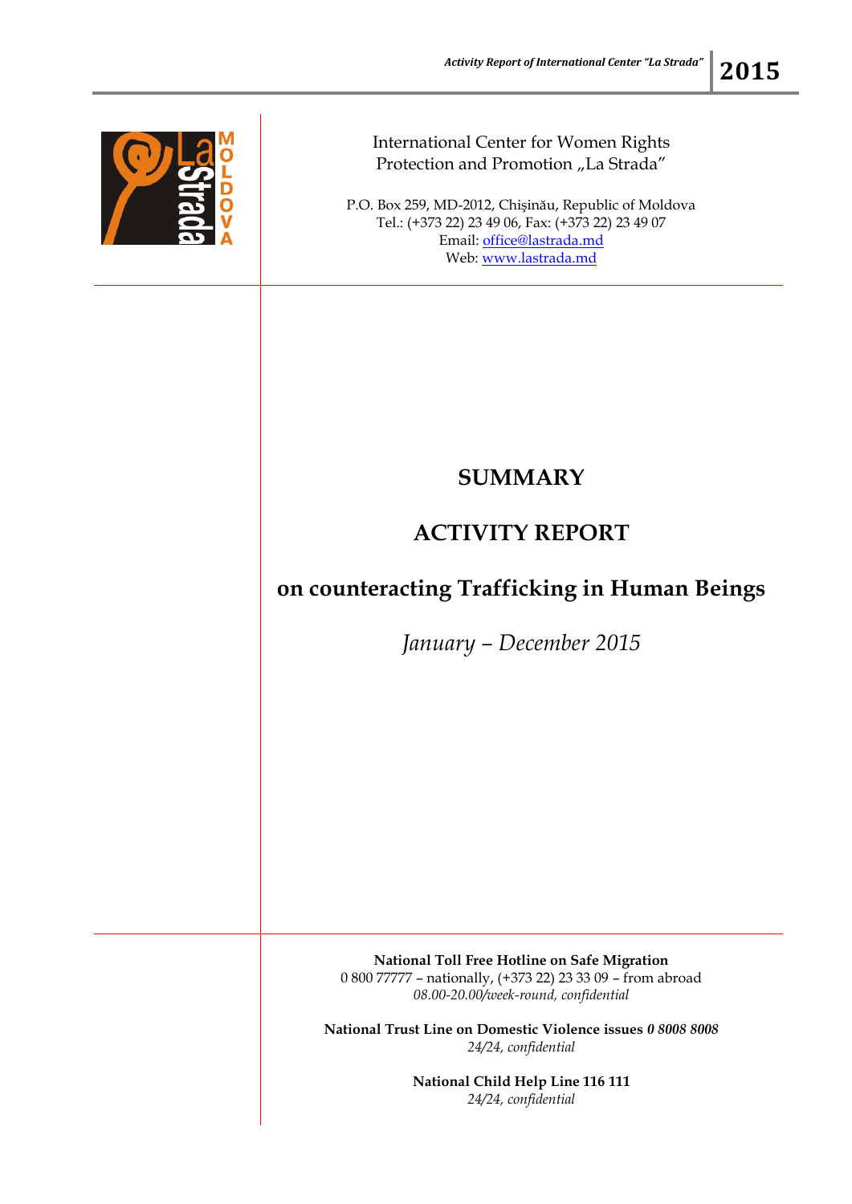International Center for Women Rights
Protection and Promotion „La Strada"

P.O. Box 259, MD-2012, Chişinău, Republic of Moldova
Tel.: (+373 22) 23 49 06, Fax: (+373 22) 23 49 07
Email: office@lastrada.md
Web: www.lastrada.md

# SUMMARY

# ACTIVITY REPORT

## on counteracting Trafficking in Human Beings

*January – December 2015*

**National Toll Free Hotline on Safe Migration**
0 800 77777 – nationally, (+373 22) 23 33 09 – from abroad
*08.00-20.00/week-round, confidential*

**National Trust Line on Domestic Violence issues *0 8008 8008***
*24/24, confidential*

**National Child Help Line 116 111**
*24/24, confidential*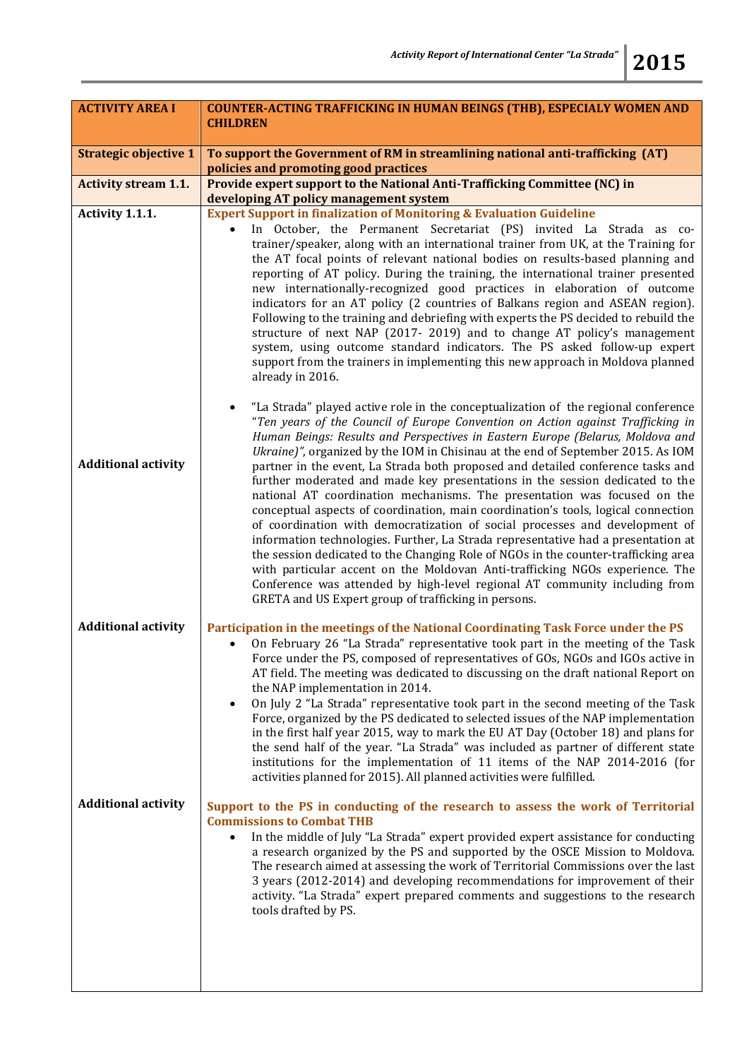| ACTIVITY AREA I | COUNTER-ACTING TRAFFICKING IN HUMAN BEINGS (THB), ESPECIALY WOMEN AND CHILDREN |
|---|---|
| **Strategic objective 1** | **To support the Government of RM in streamlining national anti-trafficking (AT) policies and promoting good practices** |
| **Activity stream 1.1.** | **Provide expert support to the National Anti-Trafficking Committee (NC) in developing AT policy management system** |
| **Activity 1.1.1.** | **Expert Support in finalization of Monitoring & Evaluation Guideline**<br>• In October, the Permanent Secretariat (PS) invited La Strada as co-trainer/speaker, along with an international trainer from UK, at the Training for the AT focal points of relevant national bodies on results-based planning and reporting of AT policy. During the training, the international trainer presented new internationally-recognized good practices in elaboration of outcome indicators for an AT policy (2 countries of Balkans region and ASEAN region). Following to the training and debriefing with experts the PS decided to rebuild the structure of next NAP (2017- 2019) and to change AT policy's management system, using outcome standard indicators. The PS asked follow-up expert support from the trainers in implementing this new approach in Moldova planned already in 2016. |
| **Additional activity** | • "La Strada" played active role in the conceptualization of the regional conference "*Ten years of the Council of Europe Convention on Action against Trafficking in Human Beings: Results and Perspectives in Eastern Europe (Belarus, Moldova and Ukraine)*", organized by the IOM in Chisinau at the end of September 2015. As IOM partner in the event, La Strada both proposed and detailed conference tasks and further moderated and made key presentations in the session dedicated to the national AT coordination mechanisms. The presentation was focused on the conceptual aspects of coordination, main coordination's tools, logical connection of coordination with democratization of social processes and development of information technologies. Further, La Strada representative had a presentation at the session dedicated to the Changing Role of NGOs in the counter-trafficking area with particular accent on the Moldovan Anti-trafficking NGOs experience. The Conference was attended by high-level regional AT community including from GRETA and US Expert group of trafficking in persons. |
| **Additional activity** | **Participation in the meetings of the National Coordinating Task Force under the PS**<br>• On February 26 "La Strada" representative took part in the meeting of the Task Force under the PS, composed of representatives of GOs, NGOs and IGOs active in AT field. The meeting was dedicated to discussing on the draft national Report on the NAP implementation in 2014.<br>• On July 2 "La Strada" representative took part in the second meeting of the Task Force, organized by the PS dedicated to selected issues of the NAP implementation in the first half year 2015, way to mark the EU AT Day (October 18) and plans for the send half of the year. "La Strada" was included as partner of different state institutions for the implementation of 11 items of the NAP 2014-2016 (for activities planned for 2015). All planned activities were fulfilled. |
| **Additional activity** | **Support to the PS in conducting of the research to assess the work of Territorial Commissions to Combat THB**<br>• In the middle of July "La Strada" expert provided expert assistance for conducting a research organized by the PS and supported by the OSCE Mission to Moldova. The research aimed at assessing the work of Territorial Commissions over the last 3 years (2012-2014) and developing recommendations for improvement of their activity. "La Strada" expert prepared comments and suggestions to the research tools drafted by PS. |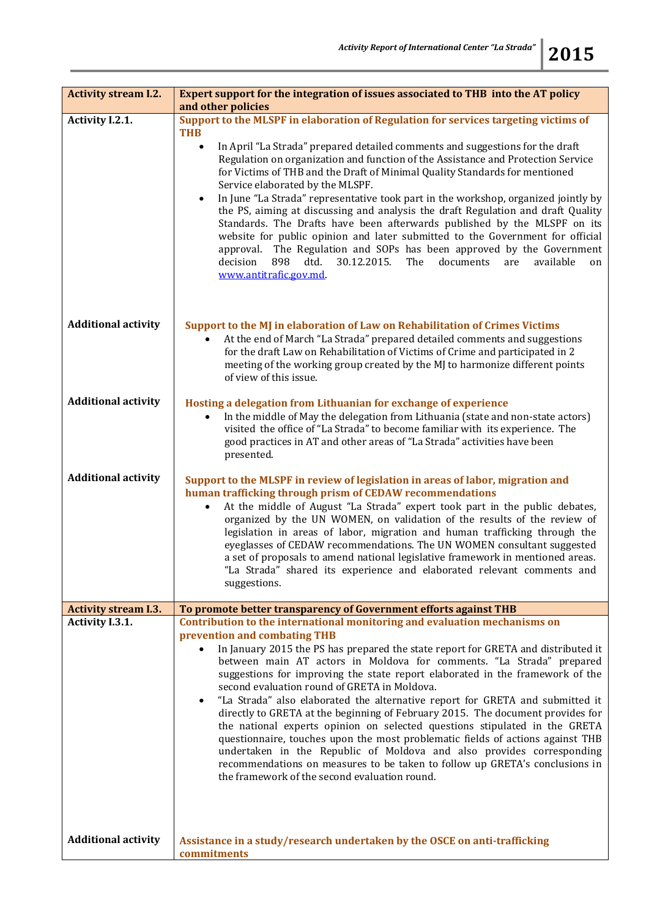| Activity stream I.2. | **Expert support for the integration of issues associated to THB into the AT policy and other policies** |
|---|---|
| **Activity I.2.1.** | **Support to the MLSPF in elaboration of Regulation for services targeting victims of THB**<br>• In April "La Strada" prepared detailed comments and suggestions for the draft Regulation on organization and function of the Assistance and Protection Service for Victims of THB and the Draft of Minimal Quality Standards for mentioned Service elaborated by the MLSPF.<br>• In June "La Strada" representative took part in the workshop, organized jointly by the PS, aiming at discussing and analysis the draft Regulation and draft Quality Standards. The Drafts have been afterwards published by the MLSPF on its website for public opinion and later submitted to the Government for official approval. The Regulation and SOPs has been approved by the Government decision 898 dtd. 30.12.2015. The documents are available on www.antitrafic.gov.md. |
| **Additional activity** | **Support to the MJ in elaboration of Law on Rehabilitation of Crimes Victims**<br>• At the end of March "La Strada" prepared detailed comments and suggestions for the draft Law on Rehabilitation of Victims of Crime and participated in 2 meeting of the working group created by the MJ to harmonize different points of view of this issue. |
| **Additional activity** | **Hosting a delegation from Lithuanian for exchange of experience**<br>• In the middle of May the delegation from Lithuania (state and non-state actors) visited the office of "La Strada" to become familiar with its experience. The good practices in AT and other areas of "La Strada" activities have been presented. |
| **Additional activity** | **Support to the MLSPF in review of legislation in areas of labor, migration and human trafficking through prism of CEDAW recommendations**<br>• At the middle of August "La Strada" expert took part in the public debates, organized by the UN WOMEN, on validation of the results of the review of legislation in areas of labor, migration and human trafficking through the eyeglasses of CEDAW recommendations. The UN WOMEN consultant suggested a set of proposals to amend national legislative framework in mentioned areas. "La Strada" shared its experience and elaborated relevant comments and suggestions. |
| **Activity stream I.3.** | **To promote better transparency of Government efforts against THB** |
| **Activity I.3.1.** | **Contribution to the international monitoring and evaluation mechanisms on prevention and combating THB**<br>• In January 2015 the PS has prepared the state report for GRETA and distributed it between main AT actors in Moldova for comments. "La Strada" prepared suggestions for improving the state report elaborated in the framework of the second evaluation round of GRETA in Moldova.<br>• "La Strada" also elaborated the alternative report for GRETA and submitted it directly to GRETA at the beginning of February 2015. The document provides for the national experts opinion on selected questions stipulated in the GRETA questionnaire, touches upon the most problematic fields of actions against THB undertaken in the Republic of Moldova and also provides corresponding recommendations on measures to be taken to follow up GRETA's conclusions in the framework of the second evaluation round. |
| **Additional activity** | **Assistance in a study/research undertaken by the OSCE on anti-trafficking commitments** |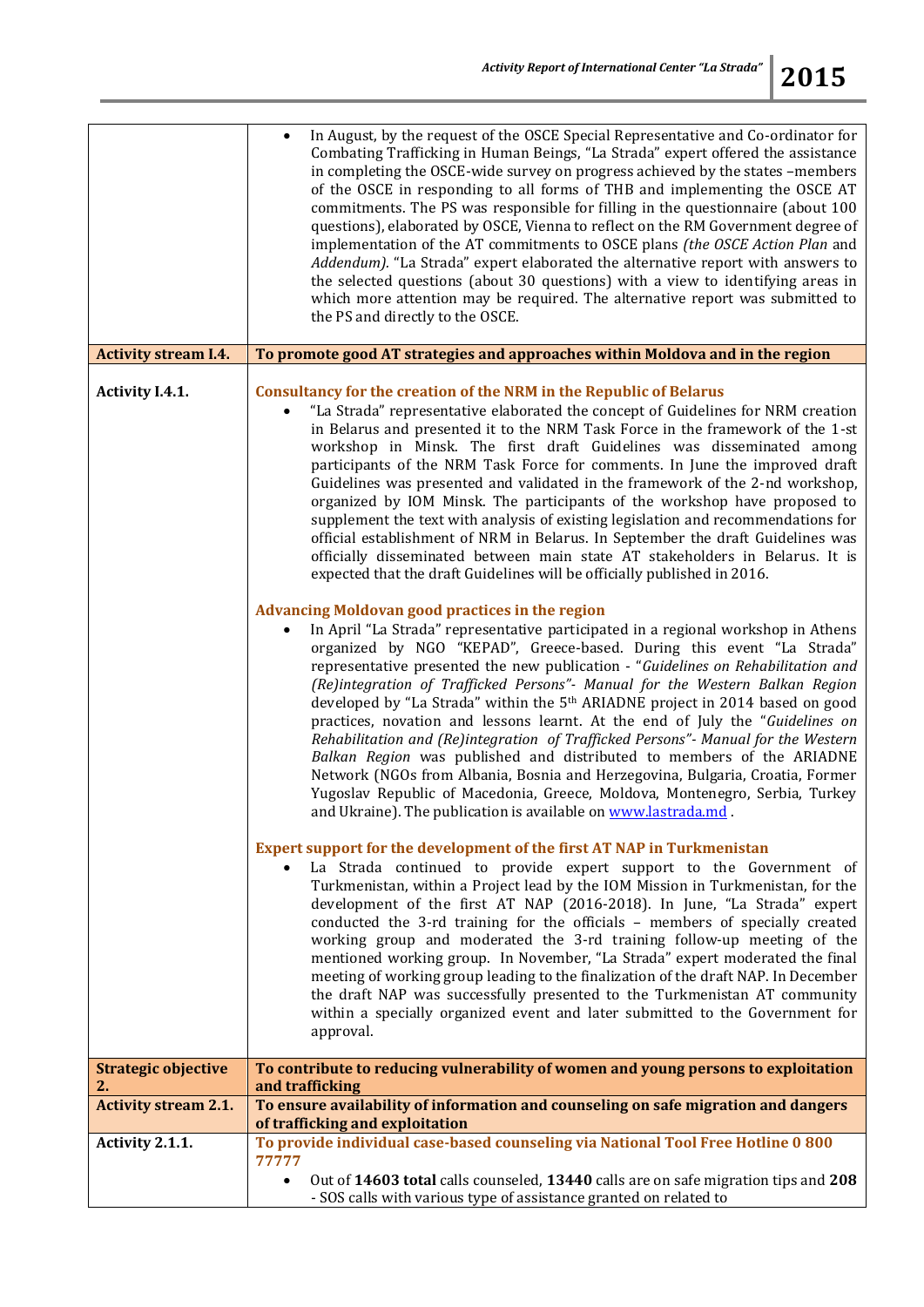| | |
|---|---|
| | • In August, by the request of the OSCE Special Representative and Co-ordinator for Combating Trafficking in Human Beings, "La Strada" expert offered the assistance in completing the OSCE-wide survey on progress achieved by the states –members of the OSCE in responding to all forms of THB and implementing the OSCE AT commitments. The PS was responsible for filling in the questionnaire (about 100 questions), elaborated by OSCE, Vienna to reflect on the RM Government degree of implementation of the AT commitments to OSCE plans *(the OSCE Action Plan* and *Addendum).* "La Strada" expert elaborated the alternative report with answers to the selected questions (about 30 questions) with a view to identifying areas in which more attention may be required. The alternative report was submitted to the PS and directly to the OSCE. |
| **Activity stream I.4.** | **To promote good AT strategies and approaches within Moldova and in the region** |
| **Activity I.4.1.** | **Consultancy for the creation of the NRM in the Republic of Belarus**<br>• "La Strada" representative elaborated the concept of Guidelines for NRM creation in Belarus and presented it to the NRM Task Force in the framework of the 1-st workshop in Minsk. The first draft Guidelines was disseminated among participants of the NRM Task Force for comments. In June the improved draft Guidelines was presented and validated in the framework of the 2-nd workshop, organized by IOM Minsk. The participants of the workshop have proposed to supplement the text with analysis of existing legislation and recommendations for official establishment of NRM in Belarus. In September the draft Guidelines was officially disseminated between main state AT stakeholders in Belarus. It is expected that the draft Guidelines will be officially published in 2016.<br><br>**Advancing Moldovan good practices in the region**<br>• In April "La Strada" representative participated in a regional workshop in Athens organized by NGO "KEPAD", Greece-based. During this event "La Strada" representative presented the new publication - "*Guidelines on Rehabilitation and (Re)integration of Trafficked Persons"- Manual for the Western Balkan Region* developed by "La Strada" within the 5th ARIADNE project in 2014 based on good practices, novation and lessons learnt. At the end of July the "*Guidelines on Rehabilitation and (Re)integration of Trafficked Persons"- Manual for the Western Balkan Region* was published and distributed to members of the ARIADNE Network (NGOs from Albania, Bosnia and Herzegovina, Bulgaria, Croatia, Former Yugoslav Republic of Macedonia, Greece, Moldova, Montenegro, Serbia, Turkey and Ukraine). The publication is available on www.lastrada.md .<br><br>**Expert support for the development of the first AT NAP in Turkmenistan**<br>• La Strada continued to provide expert support to the Government of Turkmenistan, within a Project lead by the IOM Mission in Turkmenistan, for the development of the first AT NAP (2016-2018). In June, "La Strada" expert conducted the 3-rd training for the officials – members of specially created working group and moderated the 3-rd training follow-up meeting of the mentioned working group. In November, "La Strada" expert moderated the final meeting of working group leading to the finalization of the draft NAP. In December the draft NAP was successfully presented to the Turkmenistan AT community within a specially organized event and later submitted to the Government for approval. |
| **Strategic objective 2.** | **To contribute to reducing vulnerability of women and young persons to exploitation and trafficking** |
| **Activity stream 2.1.** | **To ensure availability of information and counseling on safe migration and dangers of trafficking and exploitation** |
| **Activity 2.1.1.** | **To provide individual case-based counseling via National Tool Free Hotline 0 800 77777**<br>• Out of **14603 total** calls counseled, **13440** calls are on safe migration tips and **208** - SOS calls with various type of assistance granted on related to |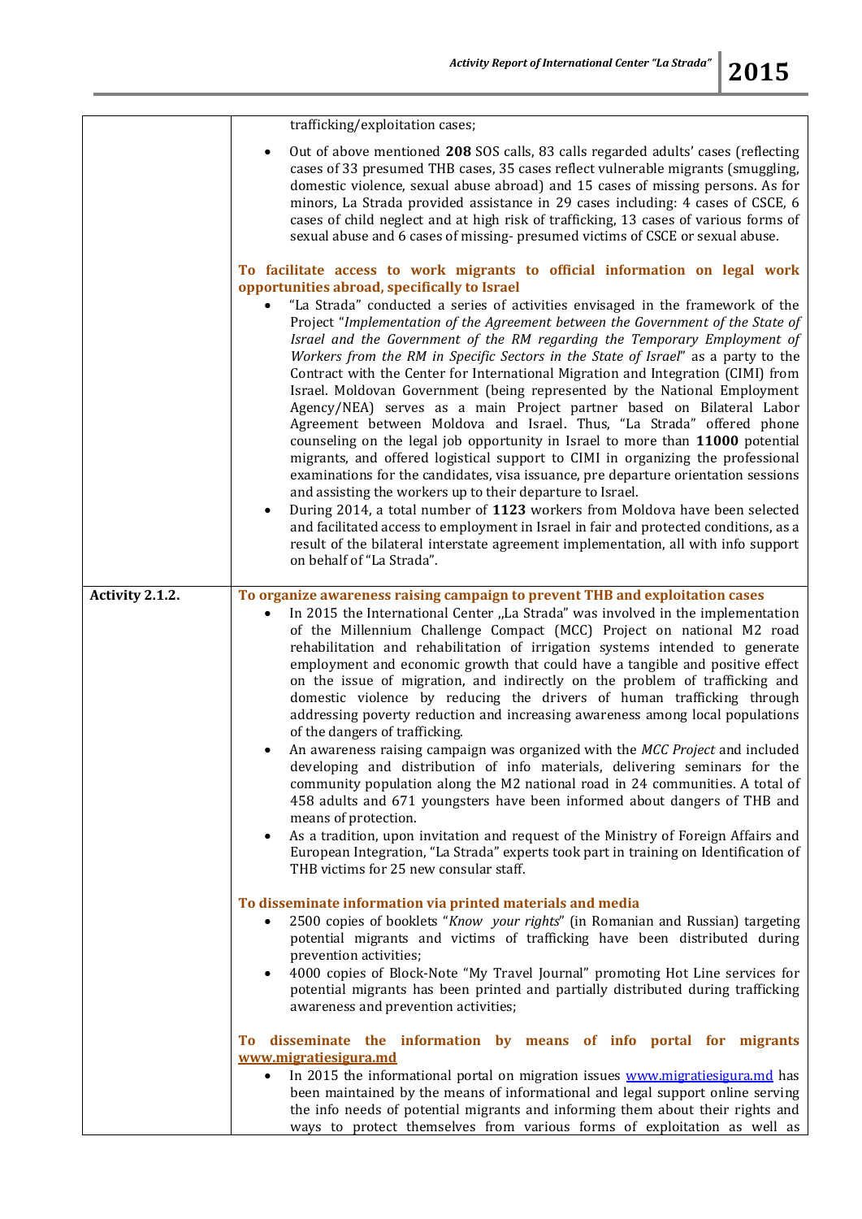| | |
|---|---|
| | trafficking/exploitation cases;<br><br>• Out of above mentioned **208** SOS calls, 83 calls regarded adults' cases (reflecting cases of 33 presumed THB cases, 35 cases reflect vulnerable migrants (smuggling, domestic violence, sexual abuse abroad) and 15 cases of missing persons. As for minors, La Strada provided assistance in 29 cases including: 4 cases of CSCE, 6 cases of child neglect and at high risk of trafficking, 13 cases of various forms of sexual abuse and 6 cases of missing- presumed victims of CSCE or sexual abuse.<br><br>**To facilitate access to work migrants to official information on legal work opportunities abroad, specifically to Israel**<br>• "La Strada" conducted a series of activities envisaged in the framework of the Project "*Implementation of the Agreement between the Government of the State of Israel and the Government of the RM regarding the Temporary Employment of Workers from the RM in Specific Sectors in the State of Israel*" as a party to the Contract with the Center for International Migration and Integration (CIMI) from Israel. Moldovan Government (being represented by the National Employment Agency/NEA) serves as a main Project partner based on Bilateral Labor Agreement between Moldova and Israel. Thus, "La Strada" offered phone counseling on the legal job opportunity in Israel to more than **11000** potential migrants, and offered logistical support to CIMI in organizing the professional examinations for the candidates, visa issuance, pre departure orientation sessions and assisting the workers up to their departure to Israel.<br>• During 2014, a total number of **1123** workers from Moldova have been selected and facilitated access to employment in Israel in fair and protected conditions, as a result of the bilateral interstate agreement implementation, all with info support on behalf of "La Strada". |
| **Activity 2.1.2.** | **To organize awareness raising campaign to prevent THB and exploitation cases**<br>• In 2015 the International Center „La Strada" was involved in the implementation of the Millennium Challenge Compact (MCC) Project on national M2 road rehabilitation and rehabilitation of irrigation systems intended to generate employment and economic growth that could have a tangible and positive effect on the issue of migration, and indirectly on the problem of trafficking and domestic violence by reducing the drivers of human trafficking through addressing poverty reduction and increasing awareness among local populations of the dangers of trafficking.<br>• An awareness raising campaign was organized with the *MCC Project* and included developing and distribution of info materials, delivering seminars for the community population along the M2 national road in 24 communities. A total of 458 adults and 671 youngsters have been informed about dangers of THB and means of protection.<br>• As a tradition, upon invitation and request of the Ministry of Foreign Affairs and European Integration, "La Strada" experts took part in training on Identification of THB victims for 25 new consular staff.<br><br>**To disseminate information via printed materials and media**<br>• 2500 copies of booklets "*Know your rights*" (in Romanian and Russian) targeting potential migrants and victims of trafficking have been distributed during prevention activities;<br>• 4000 copies of Block-Note "My Travel Journal" promoting Hot Line services for potential migrants has been printed and partially distributed during trafficking awareness and prevention activities;<br><br>**To disseminate the information by means of info portal for migrants www.migratiesigura.md**<br>• In 2015 the informational portal on migration issues www.migratiesigura.md has been maintained by the means of informational and legal support online serving the info needs of potential migrants and informing them about their rights and ways to protect themselves from various forms of exploitation as well as |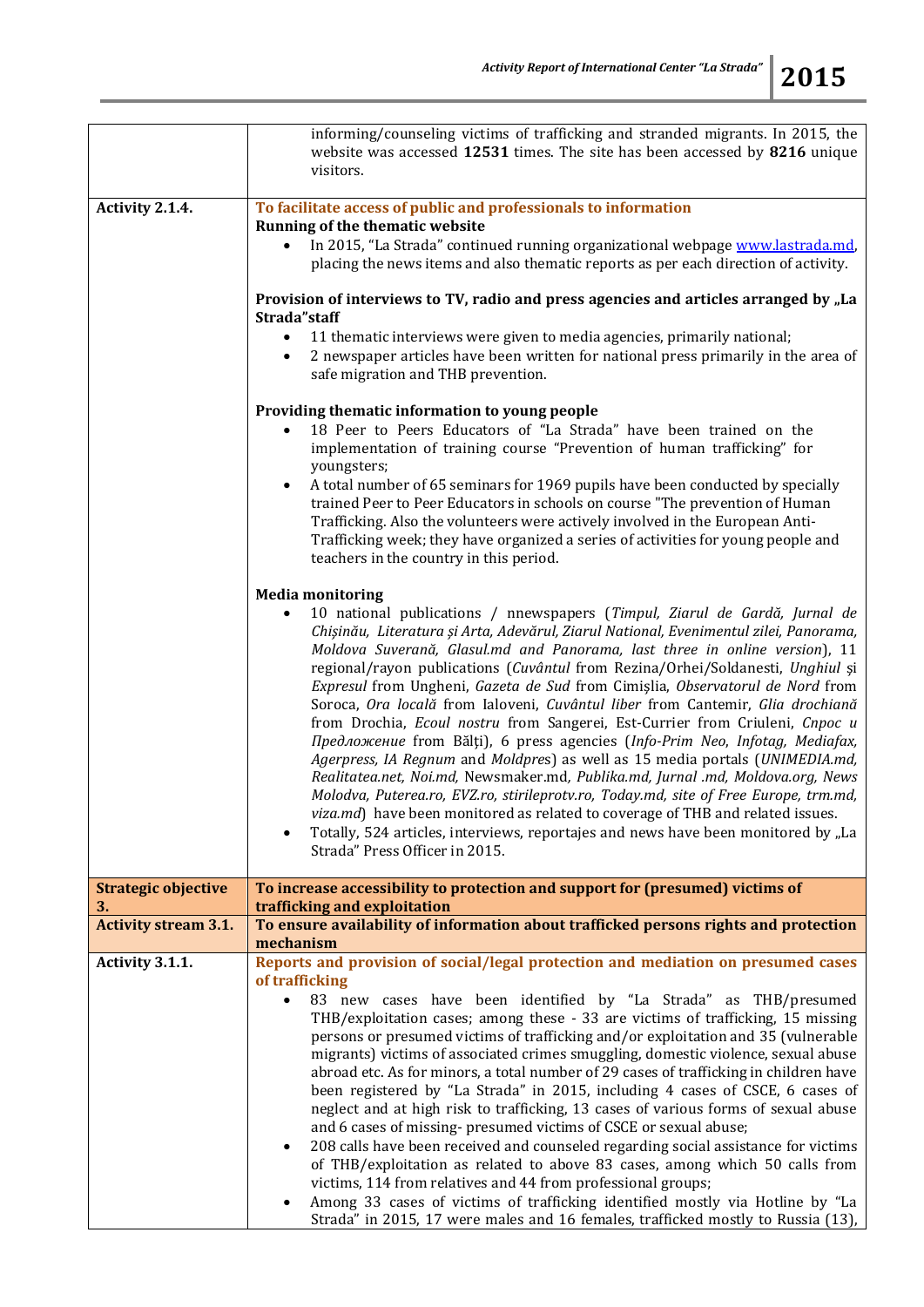| | |
|---|---|
| | informing/counseling victims of trafficking and stranded migrants. In 2015, the website was accessed **12531** times. The site has been accessed by **8216** unique visitors. |
| **Activity 2.1.4.** | **To facilitate access of public and professionals to information**<br>**Running of the thematic website**<br>• In 2015, "La Strada" continued running organizational webpage www.lastrada.md, placing the news items and also thematic reports as per each direction of activity.<br><br>**Provision of interviews to TV, radio and press agencies and articles arranged by „La Strada"staff**<br>• 11 thematic interviews were given to media agencies, primarily national;<br>• 2 newspaper articles have been written for national press primarily in the area of safe migration and THB prevention.<br><br>**Providing thematic information to young people**<br>• 18 Peer to Peers Educators of "La Strada" have been trained on the implementation of training course "Prevention of human trafficking" for youngsters;<br>• A total number of 65 seminars for 1969 pupils have been conducted by specially trained Peer to Peer Educators in schools on course "The prevention of Human Trafficking. Also the volunteers were actively involved in the European Anti-Trafficking week; they have organized a series of activities for young people and teachers in the country in this period.<br><br>**Media monitoring**<br>• 10 national publications / nnewspapers (*Timpul, Ziarul de Gardă, Jurnal de Chişinău, Literatura şi Arta, Adevărul, Ziarul National, Evenimentul zilei, Panorama, Moldova Suverană, Glasul.md and Panorama, last three in online version*), 11 regional/rayon publications (*Cuvântul* from Rezina/Orhei/Soldanesti, *Unghiul* şi *Expresul* from Ungheni, *Gazeta de Sud* from Cimişlia, *Observatorul de Nord* from Soroca, *Ora locală* from Ialoveni, *Cuvântul liber* from Cantemir, *Glia drochiană* from Drochia, *Ecoul nostru* from Sangerei, Est-Currier from Criuleni, *Cnpoc u Предложение* from Bălţi), 6 press agencies (*Info-Prim Neo, Infotag, Mediafax, Agerpress, IA Regnum* and *Moldpres*) as well as 15 media portals (*UNIMEDIA.md, Realitatea.net, Noi.md,* Newsmaker.md*, Publika.md, Jurnal .md, Moldova.org, News Molodva, Puterea.ro, EVZ.ro, stirileprotv.ro, Today.md, site of Free Europe, trm.md, viza.md*) have been monitored as related to coverage of THB and related issues.<br>• Totally, 524 articles, interviews, reportajes and news have been monitored by „La Strada" Press Officer in 2015. |
| **Strategic objective 3.** | **To increase accessibility to protection and support for (presumed) victims of trafficking and exploitation** |
| **Activity stream 3.1.** | **To ensure availability of information about trafficked persons rights and protection mechanism** |
| **Activity 3.1.1.** | **Reports and provision of social/legal protection and mediation on presumed cases of trafficking**<br>• 83 new cases have been identified by "La Strada" as THB/presumed THB/exploitation cases; among these - 33 are victims of trafficking, 15 missing persons or presumed victims of trafficking and/or exploitation and 35 (vulnerable migrants) victims of associated crimes smuggling, domestic violence, sexual abuse abroad etc. As for minors, a total number of 29 cases of trafficking in children have been registered by "La Strada" in 2015, including 4 cases of CSCE, 6 cases of neglect and at high risk to trafficking, 13 cases of various forms of sexual abuse and 6 cases of missing- presumed victims of CSCE or sexual abuse;<br>• 208 calls have been received and counseled regarding social assistance for victims of THB/exploitation as related to above 83 cases, among which 50 calls from victims, 114 from relatives and 44 from professional groups;<br>• Among 33 cases of victims of trafficking identified mostly via Hotline by "La Strada" in 2015, 17 were males and 16 females, trafficked mostly to Russia (13), |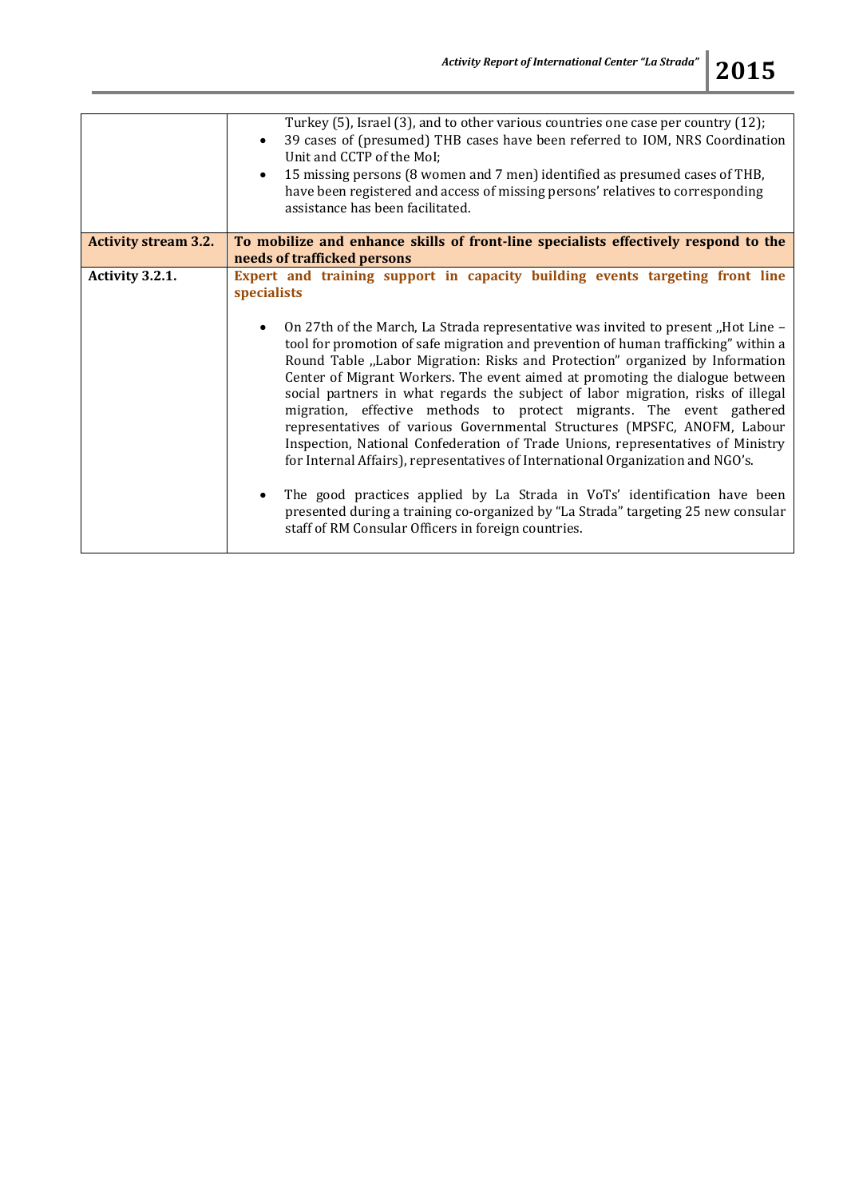| | |
|---|---|
| | Turkey (5), Israel (3), and to other various countries one case per country (12);<br>• 39 cases of (presumed) THB cases have been referred to IOM, NRS Coordination Unit and CCTP of the MoI;<br>• 15 missing persons (8 women and 7 men) identified as presumed cases of THB, have been registered and access of missing persons' relatives to corresponding assistance has been facilitated. |
| **Activity stream 3.2.** | **To mobilize and enhance skills of front-line specialists effectively respond to the needs of trafficked persons** |
| **Activity 3.2.1.** | **Expert and training support in capacity building events targeting front line specialists**<br><br>• On 27th of the March, La Strada representative was invited to present ,,Hot Line – tool for promotion of safe migration and prevention of human trafficking" within a Round Table ,,Labor Migration: Risks and Protection" organized by Information Center of Migrant Workers. The event aimed at promoting the dialogue between social partners in what regards the subject of labor migration, risks of illegal migration, effective methods to protect migrants. The event gathered representatives of various Governmental Structures (MPSFC, ANOFM, Labour Inspection, National Confederation of Trade Unions, representatives of Ministry for Internal Affairs), representatives of International Organization and NGO's.<br><br>• The good practices applied by La Strada in VoTs' identification have been presented during a training co-organized by "La Strada" targeting 25 new consular staff of RM Consular Officers in foreign countries. |